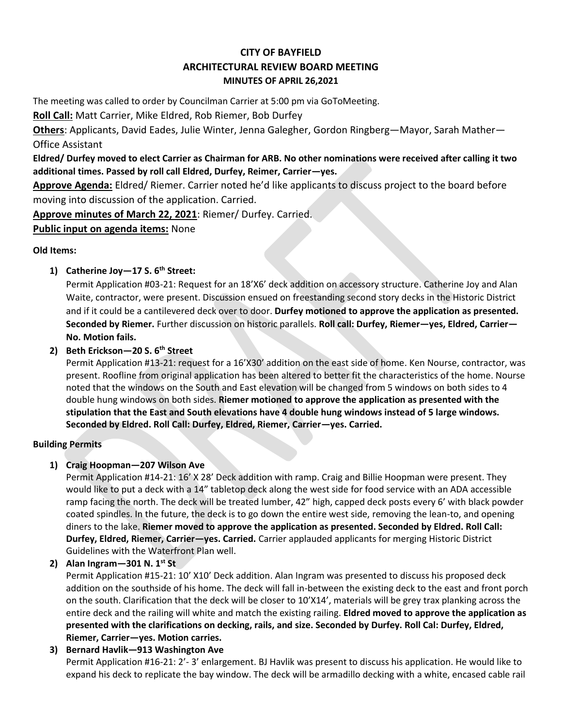# CITY OF BAYFIELD
## ARCHITECTURAL REVIEW BOARD MEETING
### MINUTES OF APRIL 26,2021

The meeting was called to order by Councilman Carrier at 5:00 pm via GoToMeeting.

**Roll Call:** Matt Carrier, Mike Eldred, Rob Riemer, Bob Durfey

**Others**: Applicants, David Eades, Julie Winter, Jenna Galegher, Gordon Ringberg—Mayor, Sarah Mather—Office Assistant

**Eldred/ Durfey moved to elect Carrier as Chairman for ARB. No other nominations were received after calling it two additional times. Passed by roll call Eldred, Durfey, Reimer, Carrier—yes.**

**Approve Agenda:** Eldred/ Riemer. Carrier noted he'd like applicants to discuss project to the board before moving into discussion of the application. Carried.

**Approve minutes of March 22, 2021**: Riemer/ Durfey. Carried.

**Public input on agenda items:** None

**Old Items:**

1) **Catherine Joy—17 S. 6th Street:**
   Permit Application #03-21: Request for an 18'X6' deck addition on accessory structure. Catherine Joy and Alan Waite, contractor, were present. Discussion ensued on freestanding second story decks in the Historic District and if it could be a cantilevered deck over to door. **Durfey motioned to approve the application as presented. Seconded by Riemer.** Further discussion on historic parallels. **Roll call: Durfey, Riemer—yes, Eldred, Carrier—No. Motion fails.**

2) **Beth Erickson—20 S. 6th Street**
   Permit Application #13-21: request for a 16'X30' addition on the east side of home. Ken Nourse, contractor, was present. Roofline from original application has been altered to better fit the characteristics of the home. Nourse noted that the windows on the South and East elevation will be changed from 5 windows on both sides to 4 double hung windows on both sides. **Riemer motioned to approve the application as presented with the stipulation that the East and South elevations have 4 double hung windows instead of 5 large windows. Seconded by Eldred. Roll Call: Durfey, Eldred, Riemer, Carrier—yes. Carried.**

**Building Permits**

1) **Craig Hoopman—207 Wilson Ave**
   Permit Application #14-21: 16' X 28' Deck addition with ramp. Craig and Billie Hoopman were present. They would like to put a deck with a 14" tabletop deck along the west side for food service with an ADA accessible ramp facing the north. The deck will be treated lumber, 42" high, capped deck posts every 6' with black powder coated spindles. In the future, the deck is to go down the entire west side, removing the lean-to, and opening diners to the lake. **Riemer moved to approve the application as presented. Seconded by Eldred. Roll Call: Durfey, Eldred, Riemer, Carrier—yes. Carried.** Carrier applauded applicants for merging Historic District Guidelines with the Waterfront Plan well.

2) **Alan Ingram—301 N. 1st St**
   Permit Application #15-21: 10' X10' Deck addition. Alan Ingram was presented to discuss his proposed deck addition on the southside of his home. The deck will fall in-between the existing deck to the east and front porch on the south. Clarification that the deck will be closer to 10'X14', materials will be grey trax planking across the entire deck and the railing will white and match the existing railing. **Eldred moved to approve the application as presented with the clarifications on decking, rails, and size. Seconded by Durfey. Roll Cal: Durfey, Eldred, Riemer, Carrier—yes. Motion carries.**

3) **Bernard Havlik—913 Washington Ave**
   Permit Application #16-21: 2'- 3' enlargement. BJ Havlik was present to discuss his application. He would like to expand his deck to replicate the bay window. The deck will be armadillo decking with a white, encased cable rail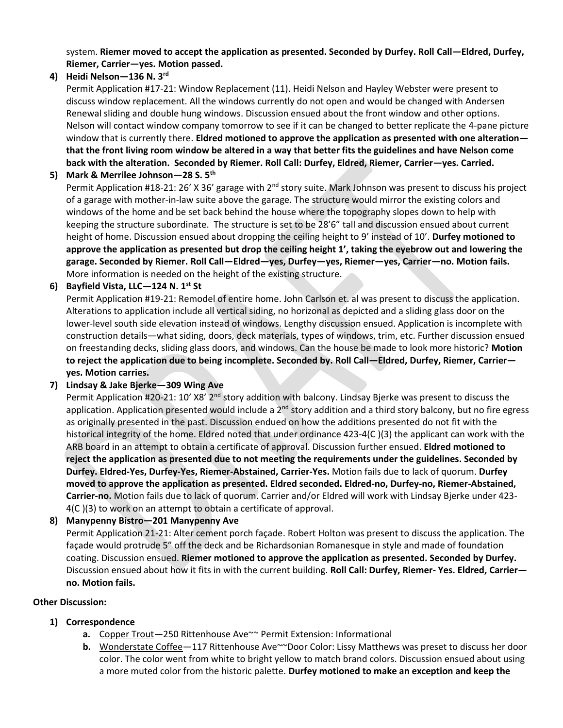system. **Riemer moved to accept the application as presented. Seconded by Durfey. Roll Call—Eldred, Durfey, Riemer, Carrier—yes. Motion passed.**

4) **Heidi Nelson—136 N. 3rd**

   Permit Application #17-21: Window Replacement (11). Heidi Nelson and Hayley Webster were present to discuss window replacement. All the windows currently do not open and would be changed with Andersen Renewal sliding and double hung windows. Discussion ensued about the front window and other options. Nelson will contact window company tomorrow to see if it can be changed to better replicate the 4-pane picture window that is currently there. **Eldred motioned to approve the application as presented with one alteration—that the front living room window be altered in a way that better fits the guidelines and have Nelson come back with the alteration. Seconded by Riemer. Roll Call: Durfey, Eldred, Riemer, Carrier—yes. Carried.**

5) **Mark & Merrilee Johnson—28 S. 5th**

   Permit Application #18-21: 26' X 36' garage with 2nd story suite. Mark Johnson was present to discuss his project of a garage with mother-in-law suite above the garage. The structure would mirror the existing colors and windows of the home and be set back behind the house where the topography slopes down to help with keeping the structure subordinate. The structure is set to be 28'6" tall and discussion ensued about current height of home. Discussion ensued about dropping the ceiling height to 9' instead of 10'. **Durfey motioned to approve the application as presented but drop the ceiling height 1', taking the eyebrow out and lowering the garage. Seconded by Riemer. Roll Call—Eldred—yes, Durfey—yes, Riemer—yes, Carrier—no. Motion fails.** More information is needed on the height of the existing structure.

6) **Bayfield Vista, LLC—124 N. 1st St**

   Permit Application #19-21: Remodel of entire home. John Carlson et. al was present to discuss the application. Alterations to application include all vertical siding, no horizonal as depicted and a sliding glass door on the lower-level south side elevation instead of windows. Lengthy discussion ensued. Application is incomplete with construction details—what siding, doors, deck materials, types of windows, trim, etc. Further discussion ensued on freestanding decks, sliding glass doors, and windows. Can the house be made to look more historic? **Motion to reject the application due to being incomplete. Seconded by. Roll Call—Eldred, Durfey, Riemer, Carrier—yes. Motion carries.**

7) **Lindsay & Jake Bjerke—309 Wing Ave**

   Permit Application #20-21: 10' X8' 2nd story addition with balcony. Lindsay Bjerke was present to discuss the application. Application presented would include a 2nd story addition and a third story balcony, but no fire egress as originally presented in the past. Discussion endued on how the additions presented do not fit with the historical integrity of the home. Eldred noted that under ordinance 423-4(C )(3) the applicant can work with the ARB board in an attempt to obtain a certificate of approval. Discussion further ensued. **Eldred motioned to reject the application as presented due to not meeting the requirements under the guidelines. Seconded by Durfey. Eldred-Yes, Durfey-Yes, Riemer-Abstained, Carrier-Yes.** Motion fails due to lack of quorum. **Durfey moved to approve the application as presented. Eldred seconded. Eldred-no, Durfey-no, Riemer-Abstained, Carrier-no.** Motion fails due to lack of quorum. Carrier and/or Eldred will work with Lindsay Bjerke under 423-4(C )(3) to work on an attempt to obtain a certificate of approval.

8) **Manypenny Bistro—201 Manypenny Ave**

   Permit Application 21-21: Alter cement porch façade. Robert Holton was present to discuss the application. The façade would protrude 5" off the deck and be Richardsonian Romanesque in style and made of foundation coating. Discussion ensued. **Riemer motioned to approve the application as presented. Seconded by Durfey.** Discussion ensued about how it fits in with the current building. **Roll Call: Durfey, Riemer- Yes. Eldred, Carrier—no. Motion fails.**

**Other Discussion:**

1) **Correspondence**
   a. Copper Trout—250 Rittenhouse Ave~~ Permit Extension: Informational
   b. Wonderstate Coffee—117 Rittenhouse Ave~~Door Color: Lissy Matthews was preset to discuss her door color. The color went from white to bright yellow to match brand colors. Discussion ensued about using a more muted color from the historic palette. **Durfey motioned to make an exception and keep the**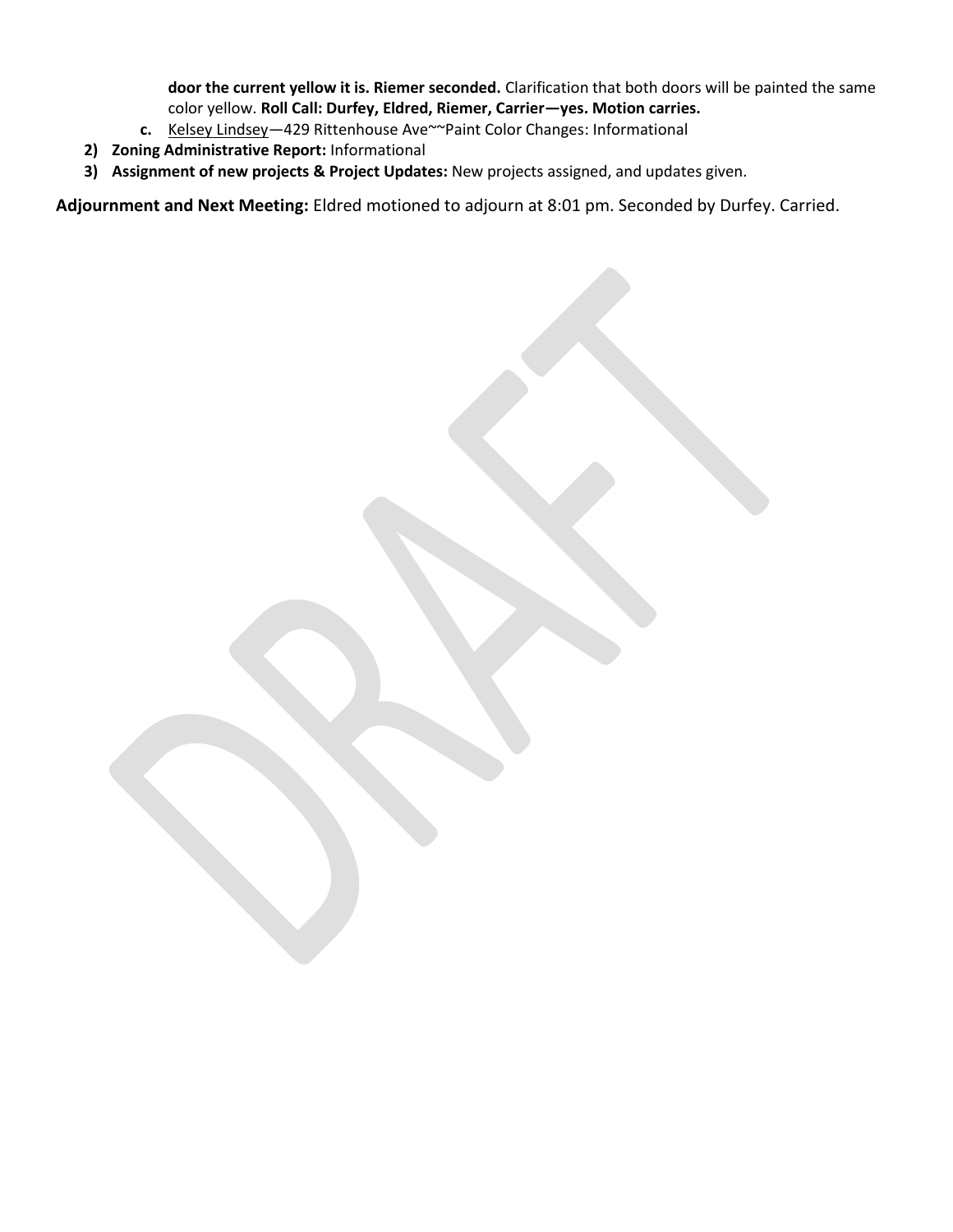**door the current yellow it is. Riemer seconded.** Clarification that both doors will be painted the same color yellow. **Roll Call: Durfey, Eldred, Riemer, Carrier—yes. Motion carries.**

   c. Kelsey Lindsey—429 Rittenhouse Ave~~Paint Color Changes: Informational

2) **Zoning Administrative Report:** Informational
3) **Assignment of new projects & Project Updates:** New projects assigned, and updates given.

**Adjournment and Next Meeting:** Eldred motioned to adjourn at 8:01 pm. Seconded by Durfey. Carried.

DRAFT